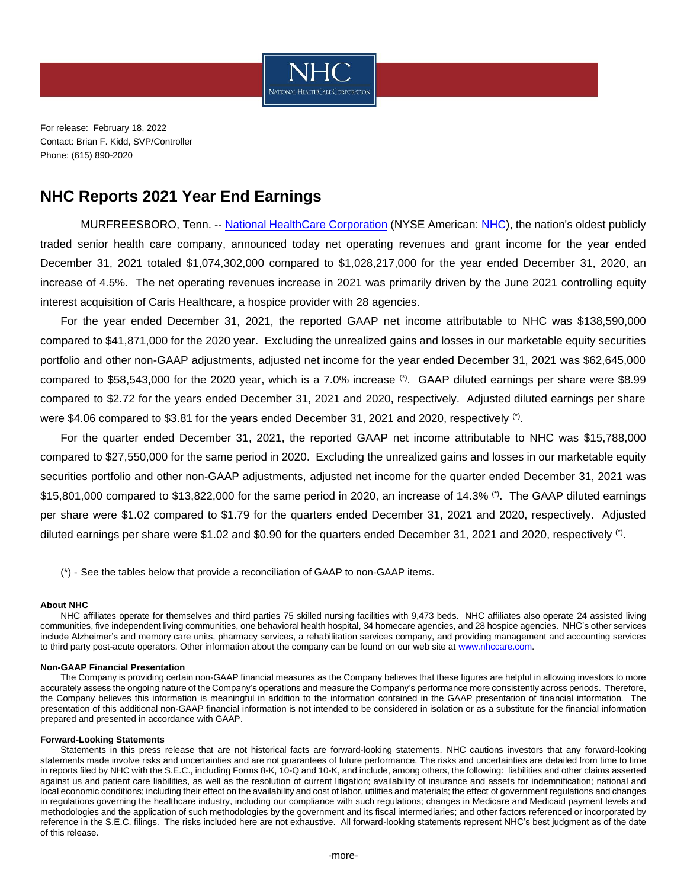NHC

NATIONAL HEALTHCARE CORPORATION

For release: February 18, 2022
Contact: Brian F. Kidd, SVP/Controller
Phone: (615) 890-2020

# NHC Reports 2021 Year End Earnings

MURFREESBORO, Tenn. -- National HealthCare Corporation (NYSE American: NHC), the nation's oldest publicly traded senior health care company, announced today net operating revenues and grant income for the year ended December 31, 2021 totaled $1,074,302,000 compared to $1,028,217,000 for the year ended December 31, 2020, an increase of 4.5%. The net operating revenues increase in 2021 was primarily driven by the June 2021 controlling equity interest acquisition of Caris Healthcare, a hospice provider with 28 agencies.

For the year ended December 31, 2021, the reported GAAP net income attributable to NHC was $138,590,000 compared to $41,871,000 for the 2020 year. Excluding the unrealized gains and losses in our marketable equity securities portfolio and other non-GAAP adjustments, adjusted net income for the year ended December 31, 2021 was $62,645,000 compared to $58,543,000 for the 2020 year, which is a 7.0% increase (*). GAAP diluted earnings per share were $8.99 compared to $2.72 for the years ended December 31, 2021 and 2020, respectively. Adjusted diluted earnings per share were $4.06 compared to $3.81 for the years ended December 31, 2021 and 2020, respectively (*).

For the quarter ended December 31, 2021, the reported GAAP net income attributable to NHC was $15,788,000 compared to $27,550,000 for the same period in 2020. Excluding the unrealized gains and losses in our marketable equity securities portfolio and other non-GAAP adjustments, adjusted net income for the quarter ended December 31, 2021 was $15,801,000 compared to $13,822,000 for the same period in 2020, an increase of 14.3% (*). The GAAP diluted earnings per share were $1.02 compared to $1.79 for the quarters ended December 31, 2021 and 2020, respectively. Adjusted diluted earnings per share were $1.02 and $0.90 for the quarters ended December 31, 2021 and 2020, respectively (*).

(*) - See the tables below that provide a reconciliation of GAAP to non-GAAP items.

**About NHC**

NHC affiliates operate for themselves and third parties 75 skilled nursing facilities with 9,473 beds. NHC affiliates also operate 24 assisted living communities, five independent living communities, one behavioral health hospital, 34 homecare agencies, and 28 hospice agencies. NHC's other services include Alzheimer's and memory care units, pharmacy services, a rehabilitation services company, and providing management and accounting services to third party post-acute operators. Other information about the company can be found on our web site at www.nhccare.com.

**Non-GAAP Financial Presentation**

The Company is providing certain non-GAAP financial measures as the Company believes that these figures are helpful in allowing investors to more accurately assess the ongoing nature of the Company's operations and measure the Company's performance more consistently across periods. Therefore, the Company believes this information is meaningful in addition to the information contained in the GAAP presentation of financial information. The presentation of this additional non-GAAP financial information is not intended to be considered in isolation or as a substitute for the financial information prepared and presented in accordance with GAAP.

**Forward-Looking Statements**

Statements in this press release that are not historical facts are forward-looking statements. NHC cautions investors that any forward-looking statements made involve risks and uncertainties and are not guarantees of future performance. The risks and uncertainties are detailed from time to time in reports filed by NHC with the S.E.C., including Forms 8-K, 10-Q and 10-K, and include, among others, the following: liabilities and other claims asserted against us and patient care liabilities, as well as the resolution of current litigation; availability of insurance and assets for indemnification; national and local economic conditions; including their effect on the availability and cost of labor, utilities and materials; the effect of government regulations and changes in regulations governing the healthcare industry, including our compliance with such regulations; changes in Medicare and Medicaid payment levels and methodologies and the application of such methodologies by the government and its fiscal intermediaries; and other factors referenced or incorporated by reference in the S.E.C. filings. The risks included here are not exhaustive. All forward-looking statements represent NHC's best judgment as of the date of this release.

-more-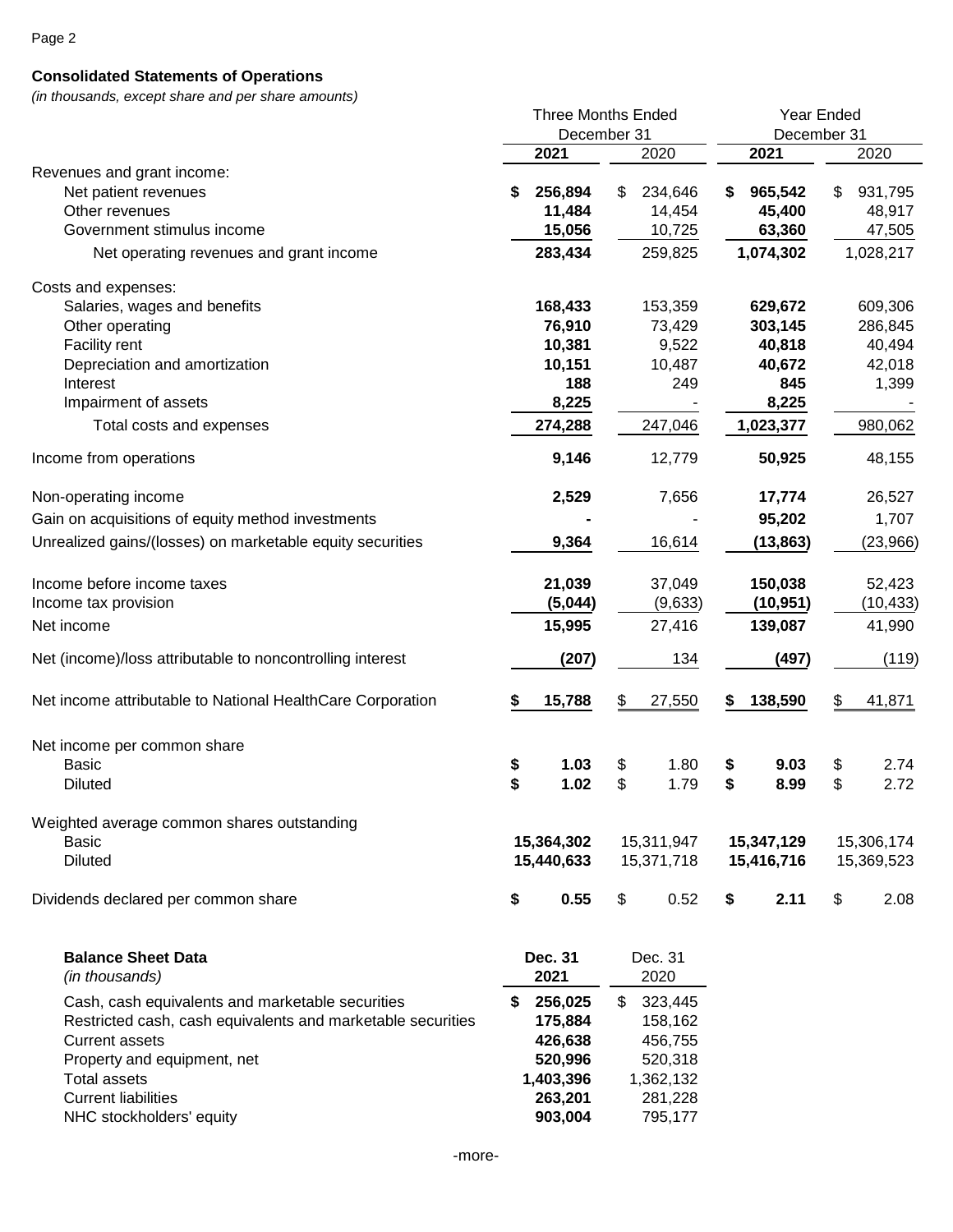## Consolidated Statements of Operations

*(in thousands, except share and per share amounts)*

| | Three Months Ended December 31 | | Year Ended December 31 | |
|---|---|---|---|---|
| | **2021** | 2020 | **2021** | 2020 |
| Revenues and grant income: | | | | |
| Net patient revenues | **$ 256,894** | $ 234,646 | **$ 965,542** | $ 931,795 |
| Other revenues | **11,484** | 14,454 | **45,400** | 48,917 |
| Government stimulus income | **15,056** | 10,725 | **63,360** | 47,505 |
| Net operating revenues and grant income | **283,434** | 259,825 | **1,074,302** | 1,028,217 |
| Costs and expenses: | | | | |
| Salaries, wages and benefits | **168,433** | 153,359 | **629,672** | 609,306 |
| Other operating | **76,910** | 73,429 | **303,145** | 286,845 |
| Facility rent | **10,381** | 9,522 | **40,818** | 40,494 |
| Depreciation and amortization | **10,151** | 10,487 | **40,672** | 42,018 |
| Interest | **188** | 249 | **845** | 1,399 |
| Impairment of assets | **8,225** | - | **8,225** | - |
| Total costs and expenses | **274,288** | 247,046 | **1,023,377** | 980,062 |
| Income from operations | **9,146** | 12,779 | **50,925** | 48,155 |
| Non-operating income | **2,529** | 7,656 | **17,774** | 26,527 |
| Gain on acquisitions of equity method investments | **-** | - | **95,202** | 1,707 |
| Unrealized gains/(losses) on marketable equity securities | **9,364** | 16,614 | **(13,863)** | (23,966) |
| Income before income taxes | **21,039** | 37,049 | **150,038** | 52,423 |
| Income tax provision | **(5,044)** | (9,633) | **(10,951)** | (10,433) |
| Net income | **15,995** | 27,416 | **139,087** | 41,990 |
| Net (income)/loss attributable to noncontrolling interest | **(207)** | 134 | **(497)** | (119) |
| Net income attributable to National HealthCare Corporation | **$ 15,788** | $ 27,550 | **$ 138,590** | $ 41,871 |
| Net income per common share | | | | |
| Basic | **$ 1.03** | $ 1.80 | **$ 9.03** | $ 2.74 |
| Diluted | **$ 1.02** | $ 1.79 | **$ 8.99** | $ 2.72 |
| Weighted average common shares outstanding | | | | |
| Basic | **15,364,302** | 15,311,947 | **15,347,129** | 15,306,174 |
| Diluted | **15,440,633** | 15,371,718 | **15,416,716** | 15,369,523 |
| Dividends declared per common share | **$ 0.55** | $ 0.52 | **$ 2.11** | $ 2.08 |

| **Balance Sheet Data** *(in thousands)* | **Dec. 31 2021** | Dec. 31 2020 |
|---|---|---|
| Cash, cash equivalents and marketable securities | **$ 256,025** | $ 323,445 |
| Restricted cash, cash equivalents and marketable securities | **175,884** | 158,162 |
| Current assets | **426,638** | 456,755 |
| Property and equipment, net | **520,996** | 520,318 |
| Total assets | **1,403,396** | 1,362,132 |
| Current liabilities | **263,201** | 281,228 |
| NHC stockholders' equity | **903,004** | 795,177 |

-more-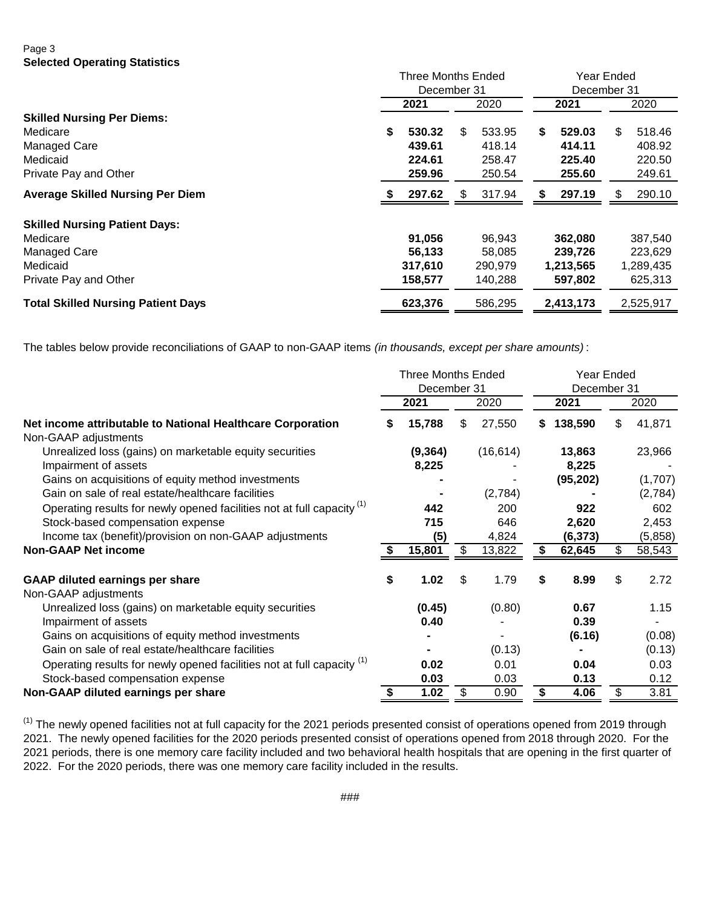**Selected Operating Statistics**

| | Three Months Ended December 31 | | Year Ended December 31 | |
|---|---|---|---|---|
| | **2021** | 2020 | **2021** | 2020 |
| **Skilled Nursing Per Diems:** | | | | |
| Medicare | **$ 530.32** | $ 533.95 | **$ 529.03** | $ 518.46 |
| Managed Care | **439.61** | 418.14 | **414.11** | 408.92 |
| Medicaid | **224.61** | 258.47 | **225.40** | 220.50 |
| Private Pay and Other | **259.96** | 250.54 | **255.60** | 249.61 |
| **Average Skilled Nursing Per Diem** | **$ 297.62** | $ 317.94 | **$ 297.19** | $ 290.10 |
| **Skilled Nursing Patient Days:** | | | | |
| Medicare | **91,056** | 96,943 | **362,080** | 387,540 |
| Managed Care | **56,133** | 58,085 | **239,726** | 223,629 |
| Medicaid | **317,610** | 290,979 | **1,213,565** | 1,289,435 |
| Private Pay and Other | **158,577** | 140,288 | **597,802** | 625,313 |
| **Total Skilled Nursing Patient Days** | **623,376** | 586,295 | **2,413,173** | 2,525,917 |

The tables below provide reconciliations of GAAP to non-GAAP items *(in thousands, except per share amounts)* :

| | Three Months Ended December 31 | | Year Ended December 31 | |
|---|---|---|---|---|
| | **2021** | 2020 | **2021** | 2020 |
| **Net income attributable to National Healthcare Corporation** | **$ 15,788** | $ 27,550 | **$ 138,590** | $ 41,871 |
| Non-GAAP adjustments | | | | |
| Unrealized loss (gains) on marketable equity securities | **(9,364)** | (16,614) | **13,863** | 23,966 |
| Impairment of assets | **8,225** | - | **8,225** | - |
| Gains on acquisitions of equity method investments | **-** | - | **(95,202)** | (1,707) |
| Gain on sale of real estate/healthcare facilities | **-** | (2,784) | **-** | (2,784) |
| Operating results for newly opened facilities not at full capacity [1] | **442** | 200 | **922** | 602 |
| Stock-based compensation expense | **715** | 646 | **2,620** | 2,453 |
| Income tax (benefit)/provision on non-GAAP adjustments | **(5)** | 4,824 | **(6,373)** | (5,858) |
| **Non-GAAP Net income** | **$ 15,801** | $ 13,822 | **$ 62,645** | $ 58,543 |
| **GAAP diluted earnings per share** | **$ 1.02** | $ 1.79 | **$ 8.99** | $ 2.72 |
| Non-GAAP adjustments | | | | |
| Unrealized loss (gains) on marketable equity securities | **(0.45)** | (0.80) | **0.67** | 1.15 |
| Impairment of assets | **0.40** | - | **0.39** | - |
| Gains on acquisitions of equity method investments | **-** | - | **(6.16)** | (0.08) |
| Gain on sale of real estate/healthcare facilities | **-** | (0.13) | **-** | (0.13) |
| Operating results for newly opened facilities not at full capacity [1] | **0.02** | 0.01 | **0.04** | 0.03 |
| Stock-based compensation expense | **0.03** | 0.03 | **0.13** | 0.12 |
| **Non-GAAP diluted earnings per share** | **$ 1.02** | $ 0.90 | **$ 4.06** | $ 3.81 |

[1] The newly opened facilities not at full capacity for the 2021 periods presented consist of operations opened from 2019 through 2021. The newly opened facilities for the 2020 periods presented consist of operations opened from 2018 through 2020. For the 2021 periods, there is one memory care facility included and two behavioral health hospitals that are opening in the first quarter of 2022. For the 2020 periods, there was one memory care facility included in the results.

###